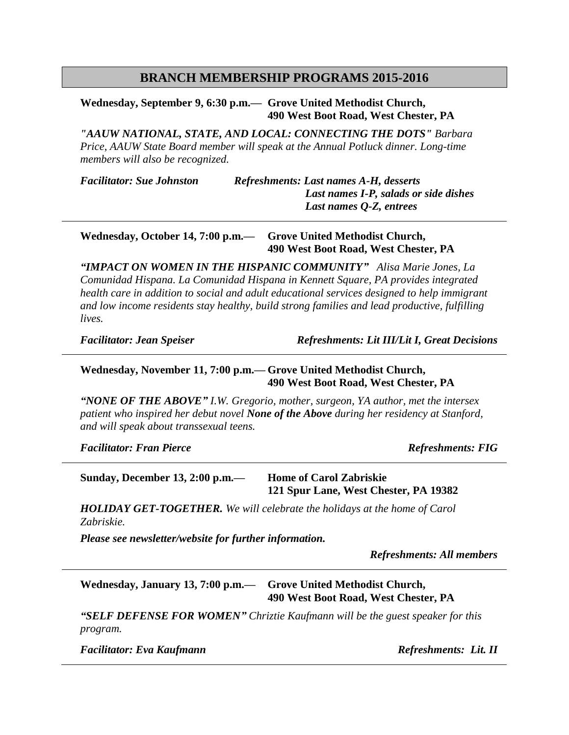## BRANCH MEMBERSHIP PROGRAMS 2015-2016

**Wednesday, September 9, 6:30 p.m.— Grove United Methodist Church,**
**490 West Boot Road, West Chester, PA**

*"AAUW NATIONAL, STATE, AND LOCAL: CONNECTING THE DOTS" Barbara Price, AAUW State Board member will speak at the Annual Potluck dinner. Long-time members will also be recognized.*

***Facilitator: Sue Johnston***

***Refreshments: Last names A-H, desserts***
***Last names I-P, salads or side dishes***
***Last names Q-Z, entrees***

---

**Wednesday, October 14, 7:00 p.m.— Grove United Methodist Church,**
**490 West Boot Road, West Chester, PA**

***"IMPACT ON WOMEN IN THE HISPANIC COMMUNITY"*** *Alisa Marie Jones, La Comunidad Hispana. La Comunidad Hispana in Kennett Square, PA provides integrated health care in addition to social and adult educational services designed to help immigrant and low income residents stay healthy, build strong families and lead productive, fulfilling lives.*

***Facilitator: Jean Speiser***

***Refreshments: Lit III/Lit I, Great Decisions***

---

**Wednesday, November 11, 7:00 p.m.— Grove United Methodist Church,**
**490 West Boot Road, West Chester, PA**

***"NONE OF THE ABOVE"*** *I.W. Gregorio, mother, surgeon, YA author, met the intersex patient who inspired her debut novel* ***None of the Above*** *during her residency at Stanford, and will speak about transsexual teens.*

***Facilitator: Fran Pierce***

***Refreshments: FIG***

---

**Sunday, December 13, 2:00 p.m.— Home of Carol Zabriskie**
**121 Spur Lane, West Chester, PA 19382**

***HOLIDAY GET-TOGETHER.*** *We will celebrate the holidays at the home of Carol Zabriskie.*

***Please see newsletter/website for further information.***

***Refreshments: All members***

---

**Wednesday, January 13, 7:00 p.m.— Grove United Methodist Church,**
**490 West Boot Road, West Chester, PA**

***"SELF DEFENSE FOR WOMEN"*** *Chriztie Kaufmann will be the guest speaker for this program.*

***Facilitator: Eva Kaufmann***

***Refreshments: Lit. II***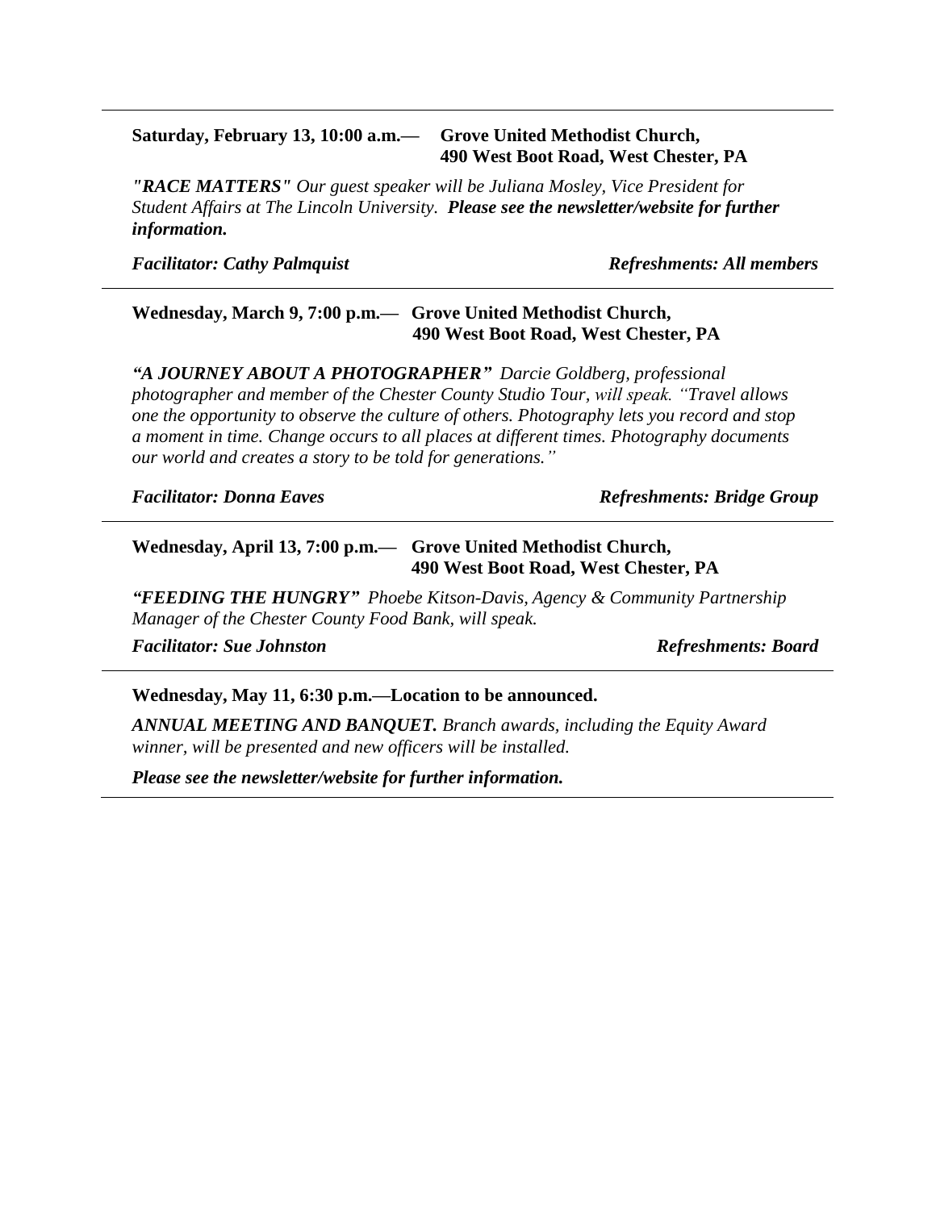---

**Saturday, February 13, 10:00 a.m.— Grove United Methodist Church,**
**490 West Boot Road, West Chester, PA**

***"RACE MATTERS"*** *Our guest speaker will be Juliana Mosley, Vice President for Student Affairs at The Lincoln University.* ***Please see the newsletter/website for further information.***

***Facilitator: Cathy Palmquist*** ***Refreshments: All members***

---

**Wednesday, March 9, 7:00 p.m.— Grove United Methodist Church,**
**490 West Boot Road, West Chester, PA**

***"A JOURNEY ABOUT A PHOTOGRAPHER"*** *Darcie Goldberg, professional photographer and member of the Chester County Studio Tour, will speak. "Travel allows one the opportunity to observe the culture of others. Photography lets you record and stop a moment in time. Change occurs to all places at different times. Photography documents our world and creates a story to be told for generations."*

***Facilitator: Donna Eaves*** ***Refreshments: Bridge Group***

---

**Wednesday, April 13, 7:00 p.m.— Grove United Methodist Church,**
**490 West Boot Road, West Chester, PA**

***"FEEDING THE HUNGRY"*** *Phoebe Kitson-Davis, Agency & Community Partnership Manager of the Chester County Food Bank, will speak.*

***Facilitator: Sue Johnston*** ***Refreshments: Board***

---

**Wednesday, May 11, 6:30 p.m.—Location to be announced.**

***ANNUAL MEETING AND BANQUET.*** *Branch awards, including the Equity Award winner, will be presented and new officers will be installed.*

***Please see the newsletter/website for further information.***

---